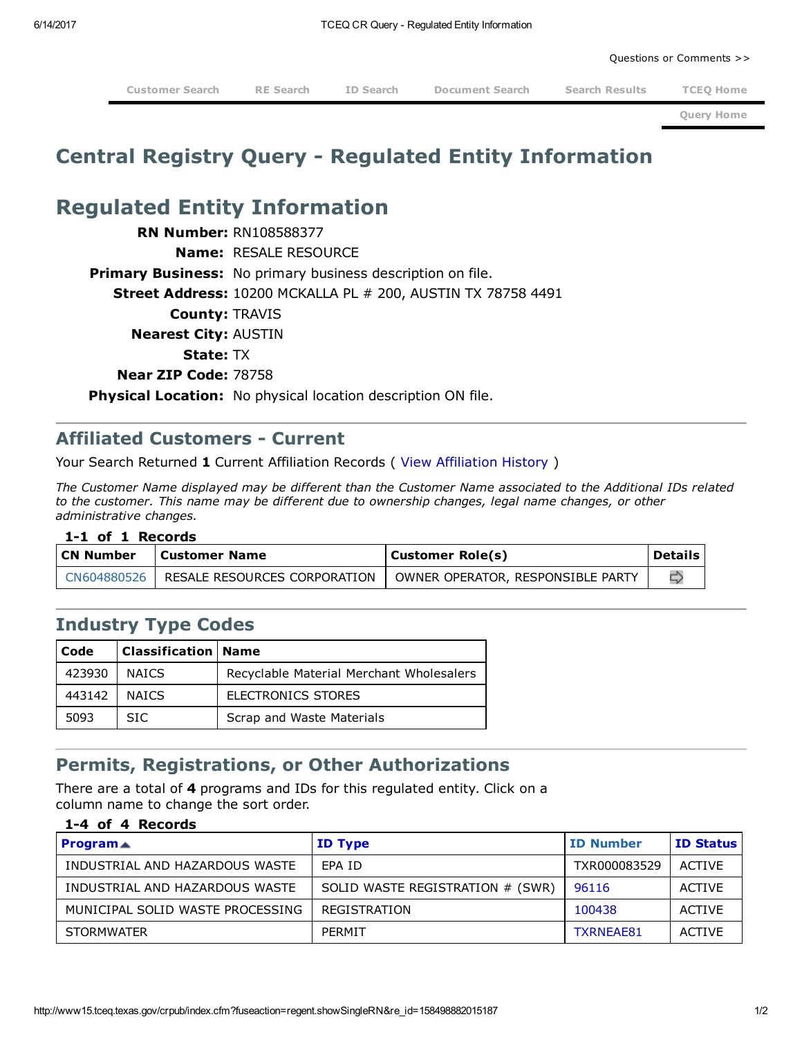Questions or Comments >>

Customer Search | RE Search | ID Search | Document Search | Search Results | TCEQ Home

Query Home

# Central Registry Query - Regulated Entity Information

## Regulated Entity Information

**RN Number:** RN108588377

**Name:** RESALE RESOURCE

**Primary Business:** No primary business description on file.

**Street Address:** 10200 MCKALLA PL # 200, AUSTIN TX 78758 4491

**County:** TRAVIS

**Nearest City:** AUSTIN

**State:** TX

**Near ZIP Code:** 78758

**Physical Location:** No physical location description ON file.

## Affiliated Customers - Current

Your Search Returned **1** Current Affiliation Records ( View Affiliation History )

*The Customer Name displayed may be different than the Customer Name associated to the Additional IDs related to the customer. This name may be different due to ownership changes, legal name changes, or other administrative changes.*

**1-1 of 1 Records**

| CN Number | Customer Name | Customer Role(s) | Details |
|---|---|---|---|
| CN604880526 | RESALE RESOURCES CORPORATION | OWNER OPERATOR, RESPONSIBLE PARTY | ⇨ |

## Industry Type Codes

| Code | Classification | Name |
|---|---|---|
| 423930 | NAICS | Recyclable Material Merchant Wholesalers |
| 443142 | NAICS | ELECTRONICS STORES |
| 5093 | SIC | Scrap and Waste Materials |

## Permits, Registrations, or Other Authorizations

There are a total of **4** programs and IDs for this regulated entity. Click on a column name to change the sort order.

**1-4 of 4 Records**

| Program ▲ | ID Type | ID Number | ID Status |
|---|---|---|---|
| INDUSTRIAL AND HAZARDOUS WASTE | EPA ID | TXR000083529 | ACTIVE |
| INDUSTRIAL AND HAZARDOUS WASTE | SOLID WASTE REGISTRATION # (SWR) | 96116 | ACTIVE |
| MUNICIPAL SOLID WASTE PROCESSING | REGISTRATION | 100438 | ACTIVE |
| STORMWATER | PERMIT | TXRNEAE81 | ACTIVE |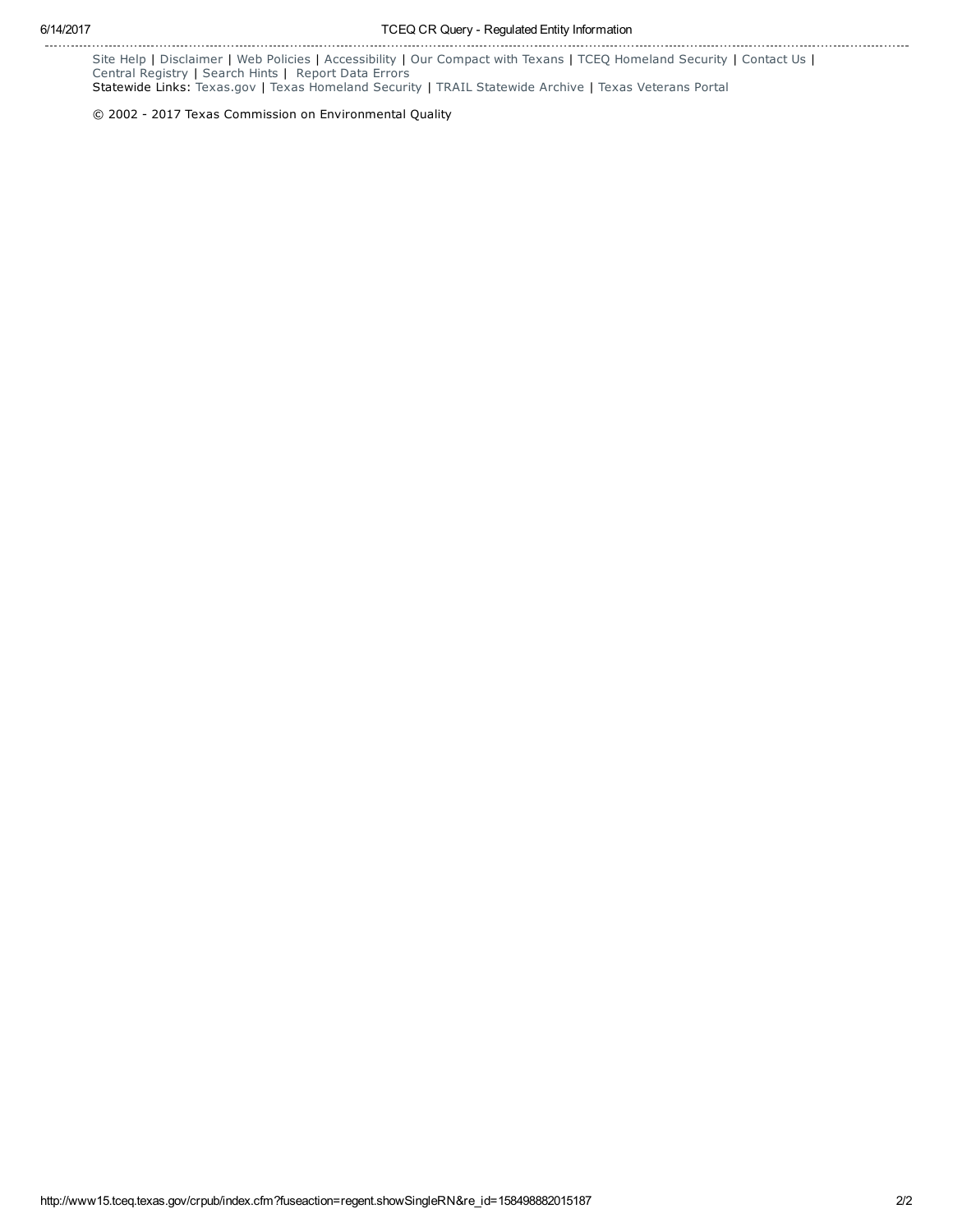Site Help | Disclaimer | Web Policies | Accessibility | Our Compact with Texans | TCEQ Homeland Security | Contact Us | Central Registry | Search Hints | Report Data Errors
Statewide Links: Texas.gov | Texas Homeland Security | TRAIL Statewide Archive | Texas Veterans Portal

© 2002 - 2017 Texas Commission on Environmental Quality